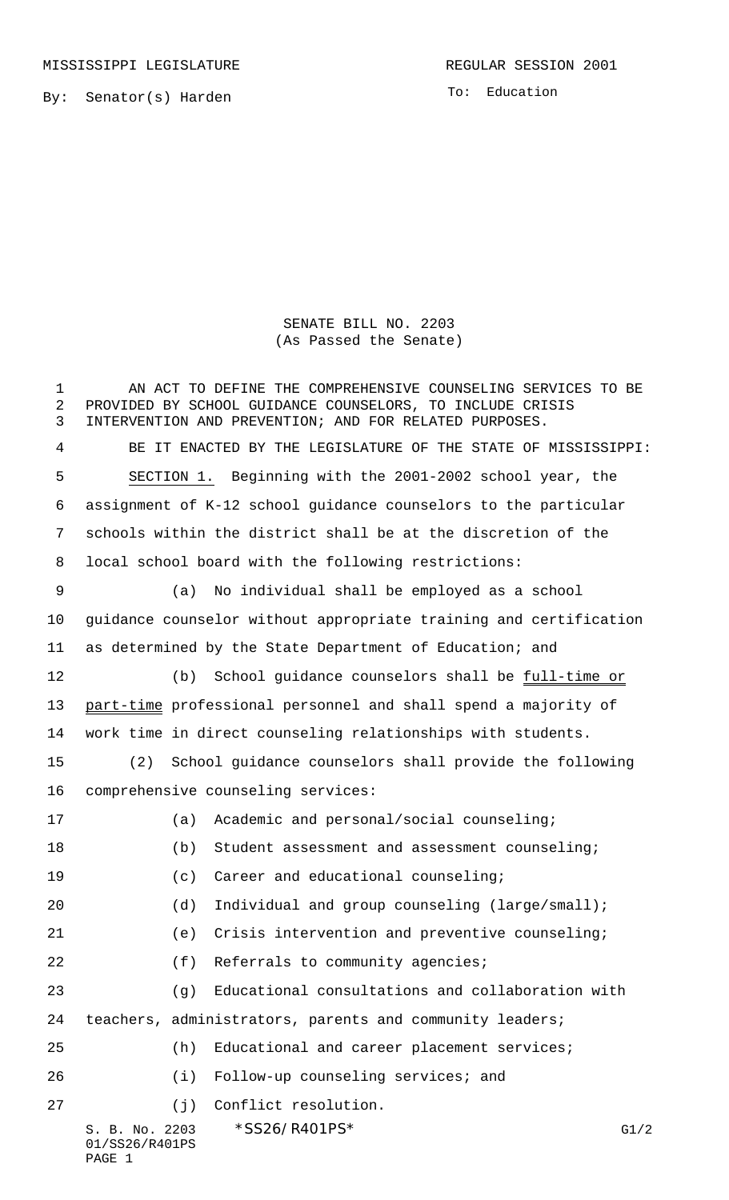MISSISSIPPI LEGISLATURE REGULAR SESSION 2001

By: Senator(s) Harden

To: Education

SENATE BILL NO. 2203
(As Passed the Senate)

AN ACT TO DEFINE THE COMPREHENSIVE COUNSELING SERVICES TO BE PROVIDED BY SCHOOL GUIDANCE COUNSELORS, TO INCLUDE CRISIS INTERVENTION AND PREVENTION; AND FOR RELATED PURPOSES.

BE IT ENACTED BY THE LEGISLATURE OF THE STATE OF MISSISSIPPI:

SECTION 1. Beginning with the 2001-2002 school year, the assignment of K-12 school guidance counselors to the particular schools within the district shall be at the discretion of the local school board with the following restrictions:

(a) No individual shall be employed as a school guidance counselor without appropriate training and certification as determined by the State Department of Education; and

(b) School guidance counselors shall be full-time or part-time professional personnel and shall spend a majority of work time in direct counseling relationships with students.

(2) School guidance counselors shall provide the following comprehensive counseling services:

(a) Academic and personal/social counseling;

(b) Student assessment and assessment counseling;

(c) Career and educational counseling;

(d) Individual and group counseling (large/small);

(e) Crisis intervention and preventive counseling;

(f) Referrals to community agencies;

(g) Educational consultations and collaboration with teachers, administrators, parents and community leaders;

(h) Educational and career placement services;

(i) Follow-up counseling services; and

(j) Conflict resolution.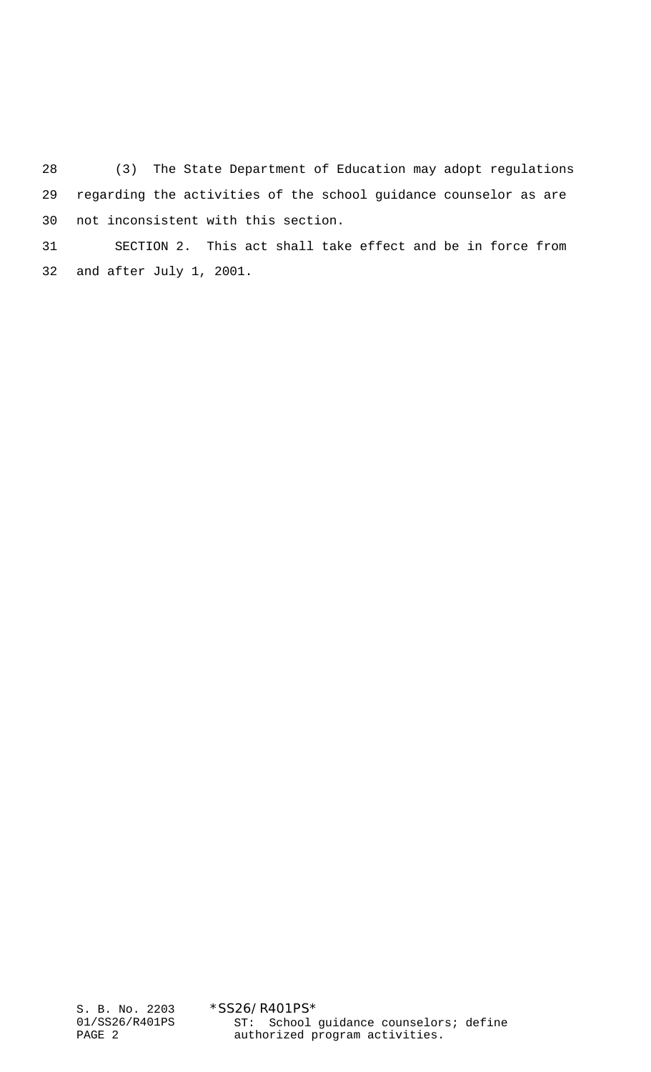(3) The State Department of Education may adopt regulations regarding the activities of the school guidance counselor as are not inconsistent with this section.

SECTION 2. This act shall take effect and be in force from and after July 1, 2001.